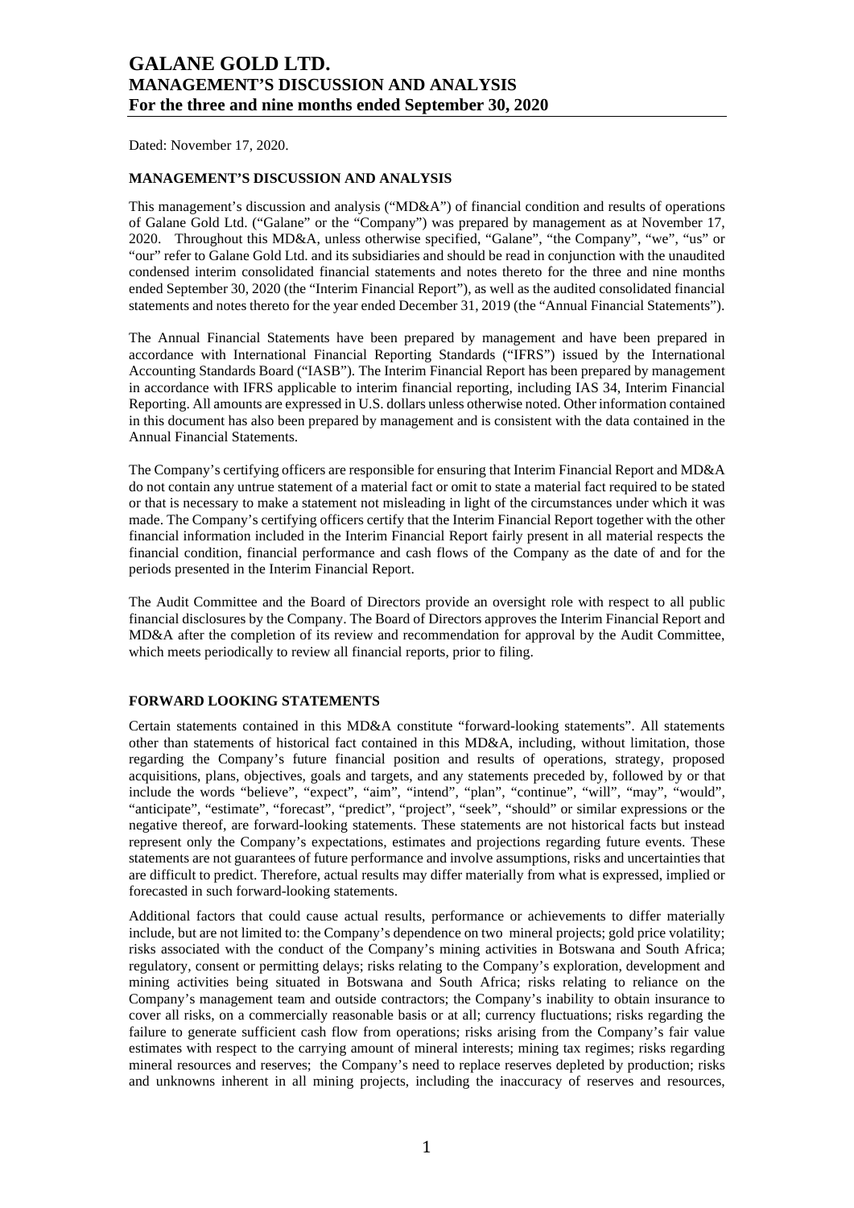# GALANE GOLD LTD.
# MANAGEMENT'S DISCUSSION AND ANALYSIS
# For the three and nine months ended September 30, 2020

Dated: November 17, 2020.

## MANAGEMENT'S DISCUSSION AND ANALYSIS

This management's discussion and analysis ("MD&A") of financial condition and results of operations of Galane Gold Ltd. ("Galane" or the "Company") was prepared by management as at November 17, 2020. Throughout this MD&A, unless otherwise specified, "Galane", "the Company", "we", "us" or "our" refer to Galane Gold Ltd. and its subsidiaries and should be read in conjunction with the unaudited condensed interim consolidated financial statements and notes thereto for the three and nine months ended September 30, 2020 (the "Interim Financial Report"), as well as the audited consolidated financial statements and notes thereto for the year ended December 31, 2019 (the "Annual Financial Statements").

The Annual Financial Statements have been prepared by management and have been prepared in accordance with International Financial Reporting Standards ("IFRS") issued by the International Accounting Standards Board ("IASB"). The Interim Financial Report has been prepared by management in accordance with IFRS applicable to interim financial reporting, including IAS 34, Interim Financial Reporting. All amounts are expressed in U.S. dollars unless otherwise noted. Other information contained in this document has also been prepared by management and is consistent with the data contained in the Annual Financial Statements.

The Company's certifying officers are responsible for ensuring that Interim Financial Report and MD&A do not contain any untrue statement of a material fact or omit to state a material fact required to be stated or that is necessary to make a statement not misleading in light of the circumstances under which it was made. The Company's certifying officers certify that the Interim Financial Report together with the other financial information included in the Interim Financial Report fairly present in all material respects the financial condition, financial performance and cash flows of the Company as the date of and for the periods presented in the Interim Financial Report.

The Audit Committee and the Board of Directors provide an oversight role with respect to all public financial disclosures by the Company. The Board of Directors approves the Interim Financial Report and MD&A after the completion of its review and recommendation for approval by the Audit Committee, which meets periodically to review all financial reports, prior to filing.

## FORWARD LOOKING STATEMENTS

Certain statements contained in this MD&A constitute "forward-looking statements". All statements other than statements of historical fact contained in this MD&A, including, without limitation, those regarding the Company's future financial position and results of operations, strategy, proposed acquisitions, plans, objectives, goals and targets, and any statements preceded by, followed by or that include the words "believe", "expect", "aim", "intend", "plan", "continue", "will", "may", "would", "anticipate", "estimate", "forecast", "predict", "project", "seek", "should" or similar expressions or the negative thereof, are forward-looking statements. These statements are not historical facts but instead represent only the Company's expectations, estimates and projections regarding future events. These statements are not guarantees of future performance and involve assumptions, risks and uncertainties that are difficult to predict. Therefore, actual results may differ materially from what is expressed, implied or forecasted in such forward-looking statements.

Additional factors that could cause actual results, performance or achievements to differ materially include, but are not limited to: the Company's dependence on two mineral projects; gold price volatility; risks associated with the conduct of the Company's mining activities in Botswana and South Africa; regulatory, consent or permitting delays; risks relating to the Company's exploration, development and mining activities being situated in Botswana and South Africa; risks relating to reliance on the Company's management team and outside contractors; the Company's inability to obtain insurance to cover all risks, on a commercially reasonable basis or at all; currency fluctuations; risks regarding the failure to generate sufficient cash flow from operations; risks arising from the Company's fair value estimates with respect to the carrying amount of mineral interests; mining tax regimes; risks regarding mineral resources and reserves; the Company's need to replace reserves depleted by production; risks and unknowns inherent in all mining projects, including the inaccuracy of reserves and resources,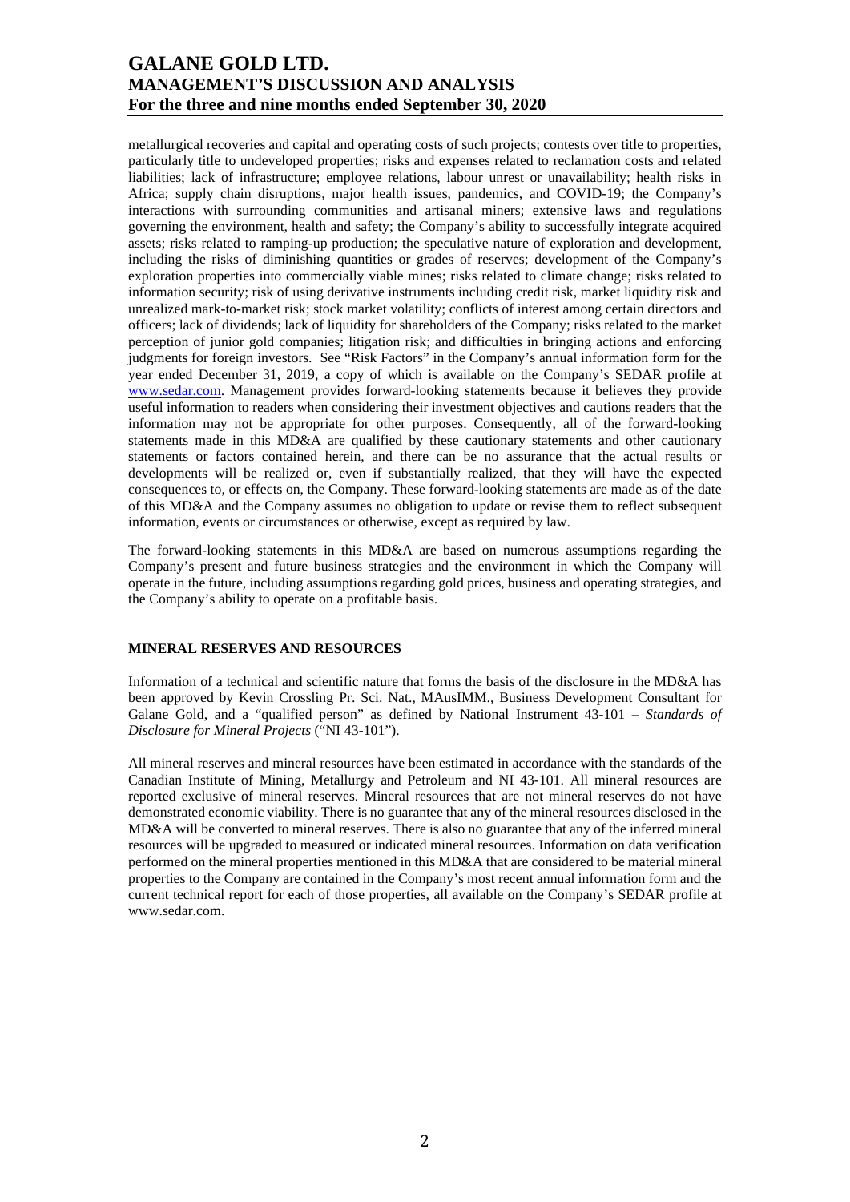metallurgical recoveries and capital and operating costs of such projects; contests over title to properties, particularly title to undeveloped properties; risks and expenses related to reclamation costs and related liabilities; lack of infrastructure; employee relations, labour unrest or unavailability; health risks in Africa; supply chain disruptions, major health issues, pandemics, and COVID-19; the Company's interactions with surrounding communities and artisanal miners; extensive laws and regulations governing the environment, health and safety; the Company's ability to successfully integrate acquired assets; risks related to ramping-up production; the speculative nature of exploration and development, including the risks of diminishing quantities or grades of reserves; development of the Company's exploration properties into commercially viable mines; risks related to climate change; risks related to information security; risk of using derivative instruments including credit risk, market liquidity risk and unrealized mark-to-market risk; stock market volatility; conflicts of interest among certain directors and officers; lack of dividends; lack of liquidity for shareholders of the Company; risks related to the market perception of junior gold companies; litigation risk; and difficulties in bringing actions and enforcing judgments for foreign investors. See "Risk Factors" in the Company's annual information form for the year ended December 31, 2019, a copy of which is available on the Company's SEDAR profile at www.sedar.com. Management provides forward-looking statements because it believes they provide useful information to readers when considering their investment objectives and cautions readers that the information may not be appropriate for other purposes. Consequently, all of the forward-looking statements made in this MD&A are qualified by these cautionary statements and other cautionary statements or factors contained herein, and there can be no assurance that the actual results or developments will be realized or, even if substantially realized, that they will have the expected consequences to, or effects on, the Company. These forward-looking statements are made as of the date of this MD&A and the Company assumes no obligation to update or revise them to reflect subsequent information, events or circumstances or otherwise, except as required by law.

The forward-looking statements in this MD&A are based on numerous assumptions regarding the Company's present and future business strategies and the environment in which the Company will operate in the future, including assumptions regarding gold prices, business and operating strategies, and the Company's ability to operate on a profitable basis.

## MINERAL RESERVES AND RESOURCES

Information of a technical and scientific nature that forms the basis of the disclosure in the MD&A has been approved by Kevin Crossling Pr. Sci. Nat., MAusIMM., Business Development Consultant for Galane Gold, and a "qualified person" as defined by National Instrument 43-101 – *Standards of Disclosure for Mineral Projects* ("NI 43-101").

All mineral reserves and mineral resources have been estimated in accordance with the standards of the Canadian Institute of Mining, Metallurgy and Petroleum and NI 43-101. All mineral resources are reported exclusive of mineral reserves. Mineral resources that are not mineral reserves do not have demonstrated economic viability. There is no guarantee that any of the mineral resources disclosed in the MD&A will be converted to mineral reserves. There is also no guarantee that any of the inferred mineral resources will be upgraded to measured or indicated mineral resources. Information on data verification performed on the mineral properties mentioned in this MD&A that are considered to be material mineral properties to the Company are contained in the Company's most recent annual information form and the current technical report for each of those properties, all available on the Company's SEDAR profile at www.sedar.com.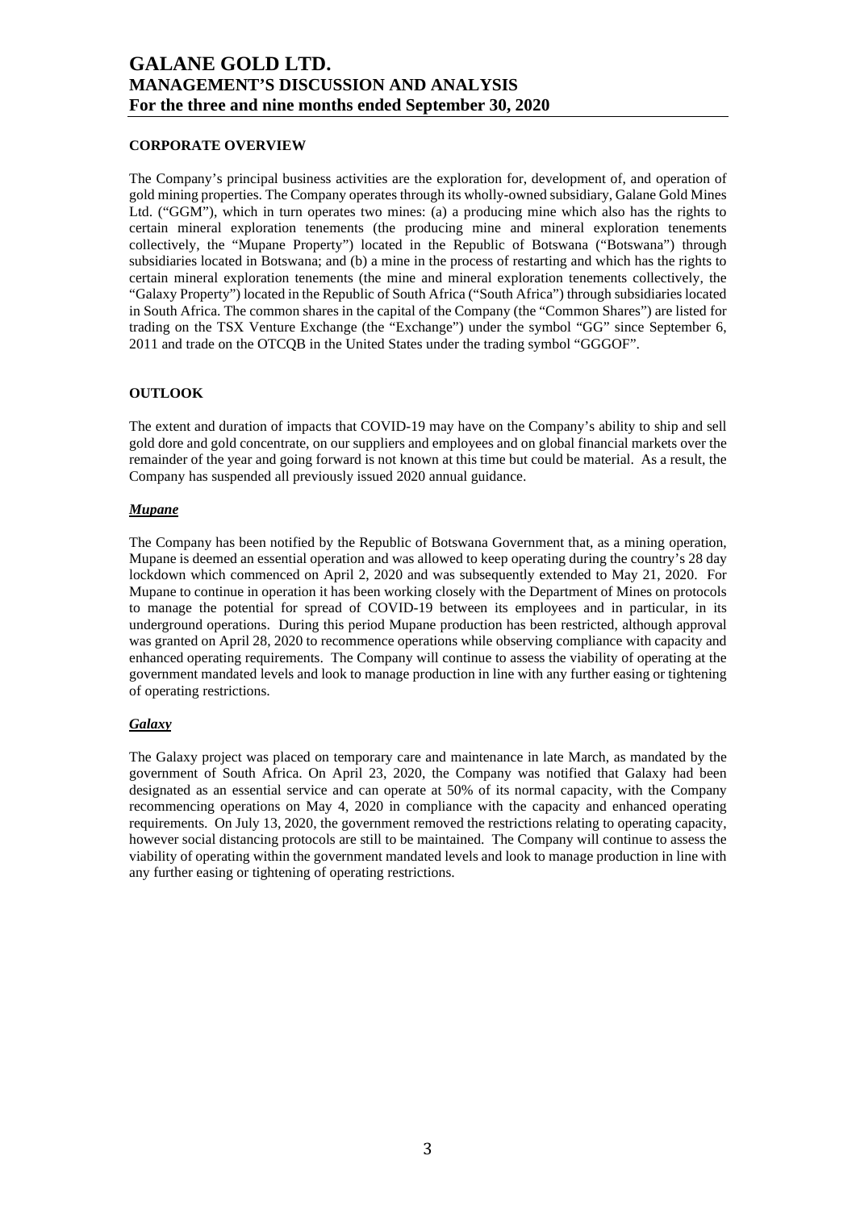## CORPORATE OVERVIEW

The Company's principal business activities are the exploration for, development of, and operation of gold mining properties. The Company operates through its wholly-owned subsidiary, Galane Gold Mines Ltd. ("GGM"), which in turn operates two mines: (a) a producing mine which also has the rights to certain mineral exploration tenements (the producing mine and mineral exploration tenements collectively, the "Mupane Property") located in the Republic of Botswana ("Botswana") through subsidiaries located in Botswana; and (b) a mine in the process of restarting and which has the rights to certain mineral exploration tenements (the mine and mineral exploration tenements collectively, the "Galaxy Property") located in the Republic of South Africa ("South Africa") through subsidiaries located in South Africa. The common shares in the capital of the Company (the "Common Shares") are listed for trading on the TSX Venture Exchange (the "Exchange") under the symbol "GG" since September 6, 2011 and trade on the OTCQB in the United States under the trading symbol "GGGOF".

## OUTLOOK

The extent and duration of impacts that COVID-19 may have on the Company's ability to ship and sell gold dore and gold concentrate, on our suppliers and employees and on global financial markets over the remainder of the year and going forward is not known at this time but could be material. As a result, the Company has suspended all previously issued 2020 annual guidance.

### ***Mupane***

The Company has been notified by the Republic of Botswana Government that, as a mining operation, Mupane is deemed an essential operation and was allowed to keep operating during the country's 28 day lockdown which commenced on April 2, 2020 and was subsequently extended to May 21, 2020. For Mupane to continue in operation it has been working closely with the Department of Mines on protocols to manage the potential for spread of COVID-19 between its employees and in particular, in its underground operations. During this period Mupane production has been restricted, although approval was granted on April 28, 2020 to recommence operations while observing compliance with capacity and enhanced operating requirements. The Company will continue to assess the viability of operating at the government mandated levels and look to manage production in line with any further easing or tightening of operating restrictions.

### ***Galaxy***

The Galaxy project was placed on temporary care and maintenance in late March, as mandated by the government of South Africa. On April 23, 2020, the Company was notified that Galaxy had been designated as an essential service and can operate at 50% of its normal capacity, with the Company recommencing operations on May 4, 2020 in compliance with the capacity and enhanced operating requirements. On July 13, 2020, the government removed the restrictions relating to operating capacity, however social distancing protocols are still to be maintained. The Company will continue to assess the viability of operating within the government mandated levels and look to manage production in line with any further easing or tightening of operating restrictions.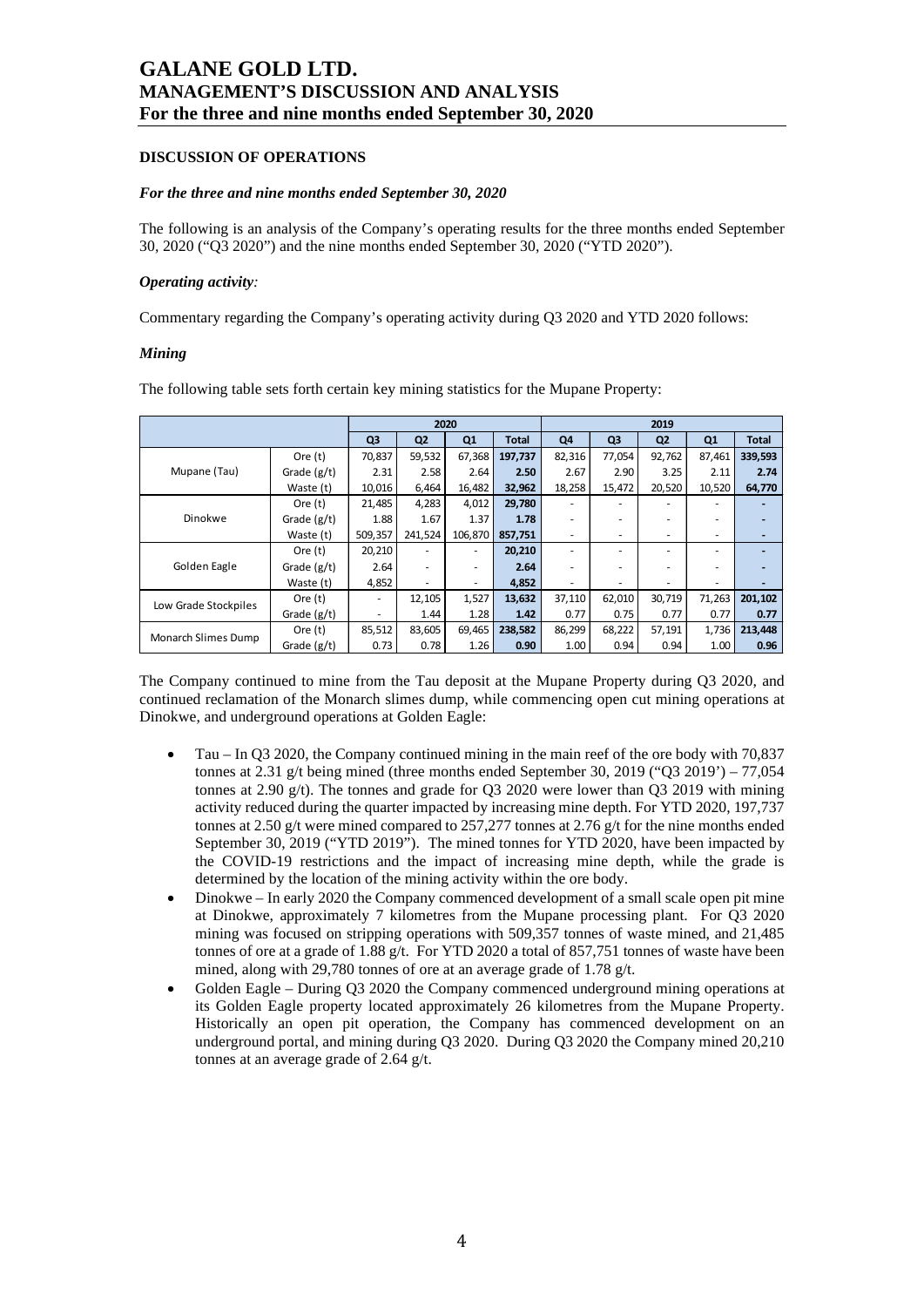## DISCUSSION OF OPERATIONS

### *For the three and nine months ended September 30, 2020*

The following is an analysis of the Company's operating results for the three months ended September 30, 2020 ("Q3 2020") and the nine months ended September 30, 2020 ("YTD 2020").

### *Operating activity:*

Commentary regarding the Company's operating activity during Q3 2020 and YTD 2020 follows:

### *Mining*

The following table sets forth certain key mining statistics for the Mupane Property:

| | | 2020 | | | | 2019 | | | | |
|---|---|---|---|---|---|---|---|---|---|---|
| | | Q3 | Q2 | Q1 | Total | Q4 | Q3 | Q2 | Q1 | Total |
| Mupane (Tau) | Ore (t) | 70,837 | 59,532 | 67,368 | **197,737** | 82,316 | 77,054 | 92,762 | 87,461 | **339,593** |
| | Grade (g/t) | 2.31 | 2.58 | 2.64 | **2.50** | 2.67 | 2.90 | 3.25 | 2.11 | **2.74** |
| | Waste (t) | 10,016 | 6,464 | 16,482 | **32,962** | 18,258 | 15,472 | 20,520 | 10,520 | **64,770** |
| Dinokwe | Ore (t) | 21,485 | 4,283 | 4,012 | **29,780** | - | - | - | - | **-** |
| | Grade (g/t) | 1.88 | 1.67 | 1.37 | **1.78** | - | - | - | - | **-** |
| | Waste (t) | 509,357 | 241,524 | 106,870 | **857,751** | - | - | - | - | **-** |
| Golden Eagle | Ore (t) | 20,210 | - | - | **20,210** | - | - | - | - | **-** |
| | Grade (g/t) | 2.64 | - | - | **2.64** | - | - | - | - | **-** |
| | Waste (t) | 4,852 | - | - | **4,852** | - | - | - | - | **-** |
| Low Grade Stockpiles | Ore (t) | - | 12,105 | 1,527 | **13,632** | 37,110 | 62,010 | 30,719 | 71,263 | **201,102** |
| | Grade (g/t) | - | 1.44 | 1.28 | **1.42** | 0.77 | 0.75 | 0.77 | 0.77 | **0.77** |
| Monarch Slimes Dump | Ore (t) | 85,512 | 83,605 | 69,465 | **238,582** | 86,299 | 68,222 | 57,191 | 1,736 | **213,448** |
| | Grade (g/t) | 0.73 | 0.78 | 1.26 | **0.90** | 1.00 | 0.94 | 0.94 | 1.00 | **0.96** |

The Company continued to mine from the Tau deposit at the Mupane Property during Q3 2020, and continued reclamation of the Monarch slimes dump, while commencing open cut mining operations at Dinokwe, and underground operations at Golden Eagle:

- Tau – In Q3 2020, the Company continued mining in the main reef of the ore body with 70,837 tonnes at 2.31 g/t being mined (three months ended September 30, 2019 ("Q3 2019') – 77,054 tonnes at 2.90 g/t). The tonnes and grade for Q3 2020 were lower than Q3 2019 with mining activity reduced during the quarter impacted by increasing mine depth. For YTD 2020, 197,737 tonnes at 2.50 g/t were mined compared to 257,277 tonnes at 2.76 g/t for the nine months ended September 30, 2019 ("YTD 2019"). The mined tonnes for YTD 2020, have been impacted by the COVID-19 restrictions and the impact of increasing mine depth, while the grade is determined by the location of the mining activity within the ore body.
- Dinokwe – In early 2020 the Company commenced development of a small scale open pit mine at Dinokwe, approximately 7 kilometres from the Mupane processing plant. For Q3 2020 mining was focused on stripping operations with 509,357 tonnes of waste mined, and 21,485 tonnes of ore at a grade of 1.88 g/t. For YTD 2020 a total of 857,751 tonnes of waste have been mined, along with 29,780 tonnes of ore at an average grade of 1.78 g/t.
- Golden Eagle – During Q3 2020 the Company commenced underground mining operations at its Golden Eagle property located approximately 26 kilometres from the Mupane Property. Historically an open pit operation, the Company has commenced development on an underground portal, and mining during Q3 2020. During Q3 2020 the Company mined 20,210 tonnes at an average grade of 2.64 g/t.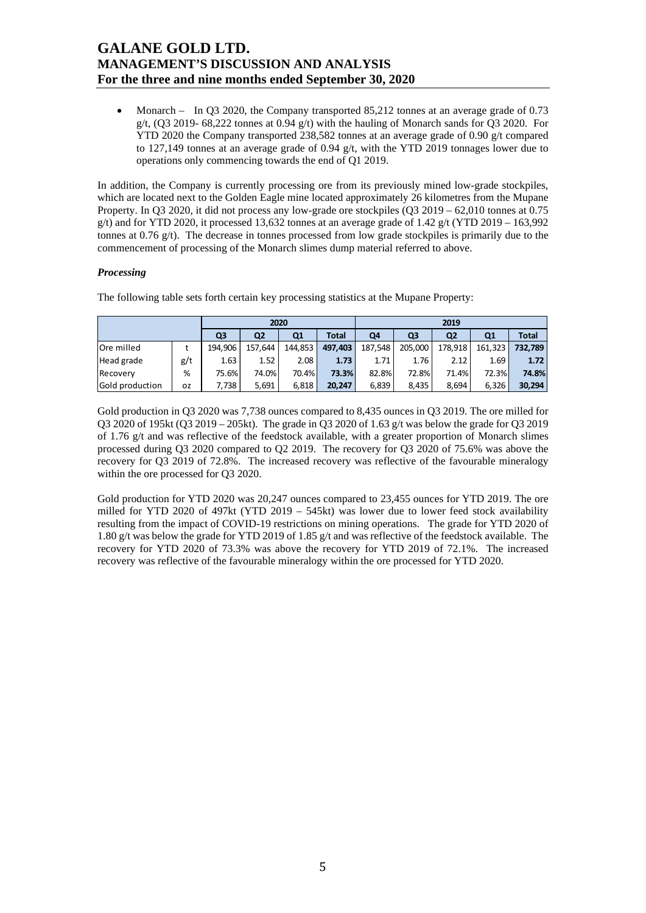- Monarch – In Q3 2020, the Company transported 85,212 tonnes at an average grade of 0.73 g/t, (Q3 2019- 68,222 tonnes at 0.94 g/t) with the hauling of Monarch sands for Q3 2020. For YTD 2020 the Company transported 238,582 tonnes at an average grade of 0.90 g/t compared to 127,149 tonnes at an average grade of 0.94 g/t, with the YTD 2019 tonnages lower due to operations only commencing towards the end of Q1 2019.

In addition, the Company is currently processing ore from its previously mined low-grade stockpiles, which are located next to the Golden Eagle mine located approximately 26 kilometres from the Mupane Property. In Q3 2020, it did not process any low-grade ore stockpiles (Q3 2019 – 62,010 tonnes at 0.75 g/t) and for YTD 2020, it processed 13,632 tonnes at an average grade of 1.42 g/t (YTD 2019 – 163,992 tonnes at 0.76 g/t). The decrease in tonnes processed from low grade stockpiles is primarily due to the commencement of processing of the Monarch slimes dump material referred to above.

### *Processing*

The following table sets forth certain key processing statistics at the Mupane Property:

| | | 2020 | | | | 2019 | | | | |
|---|---|---|---|---|---|---|---|---|---|---|
| | | Q3 | Q2 | Q1 | Total | Q4 | Q3 | Q2 | Q1 | Total |
| Ore milled | t | 194,906 | 157,644 | 144,853 | **497,403** | 187,548 | 205,000 | 178,918 | 161,323 | **732,789** |
| Head grade | g/t | 1.63 | 1.52 | 2.08 | **1.73** | 1.71 | 1.76 | 2.12 | 1.69 | **1.72** |
| Recovery | % | 75.6% | 74.0% | 70.4% | **73.3%** | 82.8% | 72.8% | 71.4% | 72.3% | **74.8%** |
| Gold production | oz | 7,738 | 5,691 | 6,818 | **20,247** | 6,839 | 8,435 | 8,694 | 6,326 | **30,294** |

Gold production in Q3 2020 was 7,738 ounces compared to 8,435 ounces in Q3 2019. The ore milled for Q3 2020 of 195kt (Q3 2019 – 205kt). The grade in Q3 2020 of 1.63 g/t was below the grade for Q3 2019 of 1.76 g/t and was reflective of the feedstock available, with a greater proportion of Monarch slimes processed during Q3 2020 compared to Q2 2019. The recovery for Q3 2020 of 75.6% was above the recovery for Q3 2019 of 72.8%. The increased recovery was reflective of the favourable mineralogy within the ore processed for Q3 2020.

Gold production for YTD 2020 was 20,247 ounces compared to 23,455 ounces for YTD 2019. The ore milled for YTD 2020 of 497kt (YTD 2019 – 545kt) was lower due to lower feed stock availability resulting from the impact of COVID-19 restrictions on mining operations. The grade for YTD 2020 of 1.80 g/t was below the grade for YTD 2019 of 1.85 g/t and was reflective of the feedstock available. The recovery for YTD 2020 of 73.3% was above the recovery for YTD 2019 of 72.1%. The increased recovery was reflective of the favourable mineralogy within the ore processed for YTD 2020.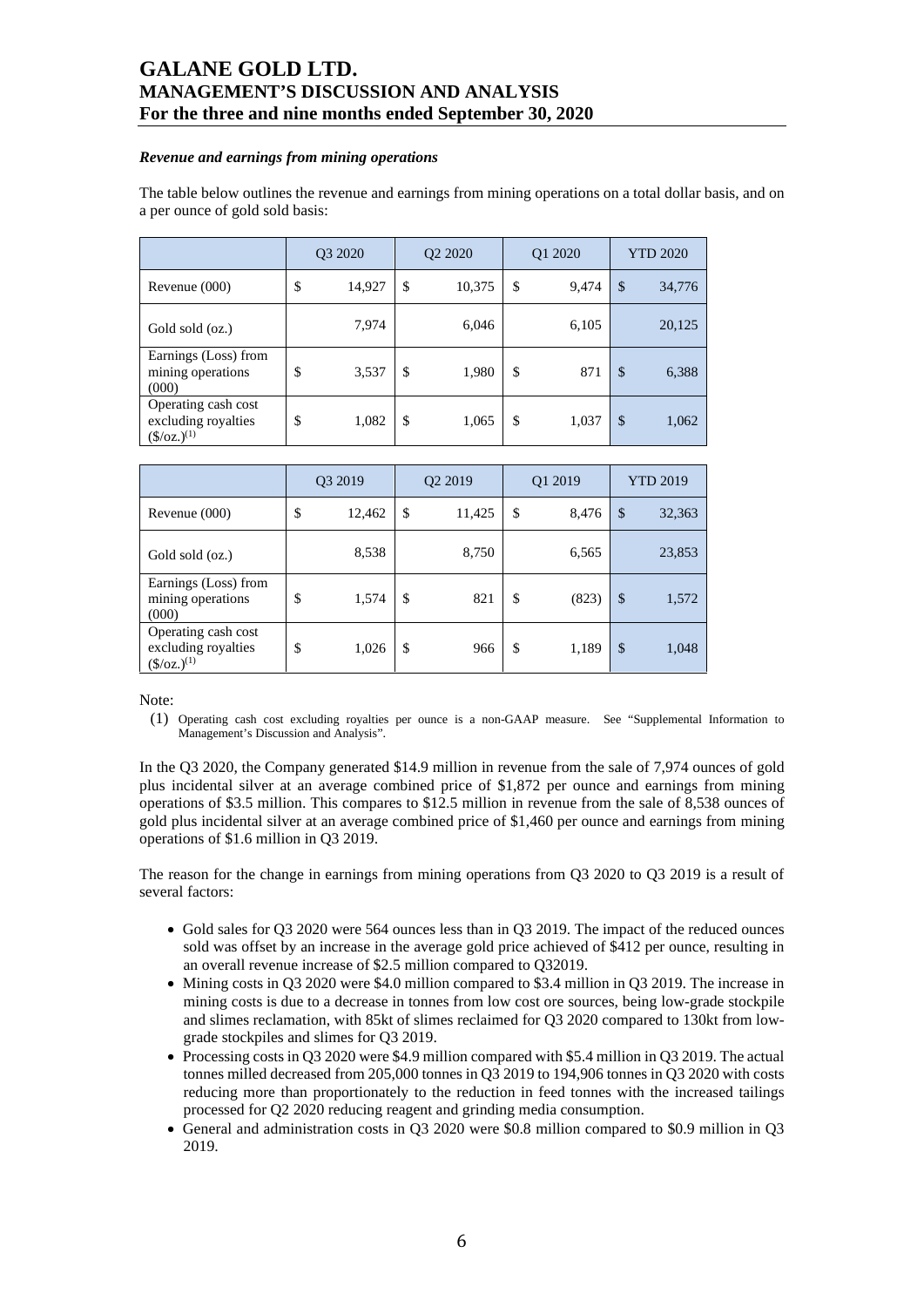#### *Revenue and earnings from mining operations*

The table below outlines the revenue and earnings from mining operations on a total dollar basis, and on a per ounce of gold sold basis:

| | Q3 2020 | Q2 2020 | Q1 2020 | YTD 2020 |
|---|---|---|---|---|
| Revenue (000) | $ 14,927 | $ 10,375 | $ 9,474 | $ 34,776 |
| Gold sold (oz.) | 7,974 | 6,046 | 6,105 | 20,125 |
| Earnings (Loss) from mining operations (000) | $ 3,537 | $ 1,980 | $ 871 | $ 6,388 |
| Operating cash cost excluding royalties ($/oz.)(1) | $ 1,082 | $ 1,065 | $ 1,037 | $ 1,062 |

| | Q3 2019 | Q2 2019 | Q1 2019 | YTD 2019 |
|---|---|---|---|---|
| Revenue (000) | $ 12,462 | $ 11,425 | $ 8,476 | $ 32,363 |
| Gold sold (oz.) | 8,538 | 8,750 | 6,565 | 23,853 |
| Earnings (Loss) from mining operations (000) | $ 1,574 | $ 821 | $ (823) | $ 1,572 |
| Operating cash cost excluding royalties ($/oz.)(1) | $ 1,026 | $ 966 | $ 1,189 | $ 1,048 |

Note:

(1) Operating cash cost excluding royalties per ounce is a non-GAAP measure. See "Supplemental Information to Management's Discussion and Analysis".

In the Q3 2020, the Company generated $14.9 million in revenue from the sale of 7,974 ounces of gold plus incidental silver at an average combined price of $1,872 per ounce and earnings from mining operations of $3.5 million. This compares to $12.5 million in revenue from the sale of 8,538 ounces of gold plus incidental silver at an average combined price of $1,460 per ounce and earnings from mining operations of $1.6 million in Q3 2019.

The reason for the change in earnings from mining operations from Q3 2020 to Q3 2019 is a result of several factors:

- Gold sales for Q3 2020 were 564 ounces less than in Q3 2019. The impact of the reduced ounces sold was offset by an increase in the average gold price achieved of $412 per ounce, resulting in an overall revenue increase of $2.5 million compared to Q32019.
- Mining costs in Q3 2020 were $4.0 million compared to $3.4 million in Q3 2019. The increase in mining costs is due to a decrease in tonnes from low cost ore sources, being low-grade stockpile and slimes reclamation, with 85kt of slimes reclaimed for Q3 2020 compared to 130kt from low-grade stockpiles and slimes for Q3 2019.
- Processing costs in Q3 2020 were $4.9 million compared with $5.4 million in Q3 2019. The actual tonnes milled decreased from 205,000 tonnes in Q3 2019 to 194,906 tonnes in Q3 2020 with costs reducing more than proportionately to the reduction in feed tonnes with the increased tailings processed for Q2 2020 reducing reagent and grinding media consumption.
- General and administration costs in Q3 2020 were $0.8 million compared to $0.9 million in Q3 2019.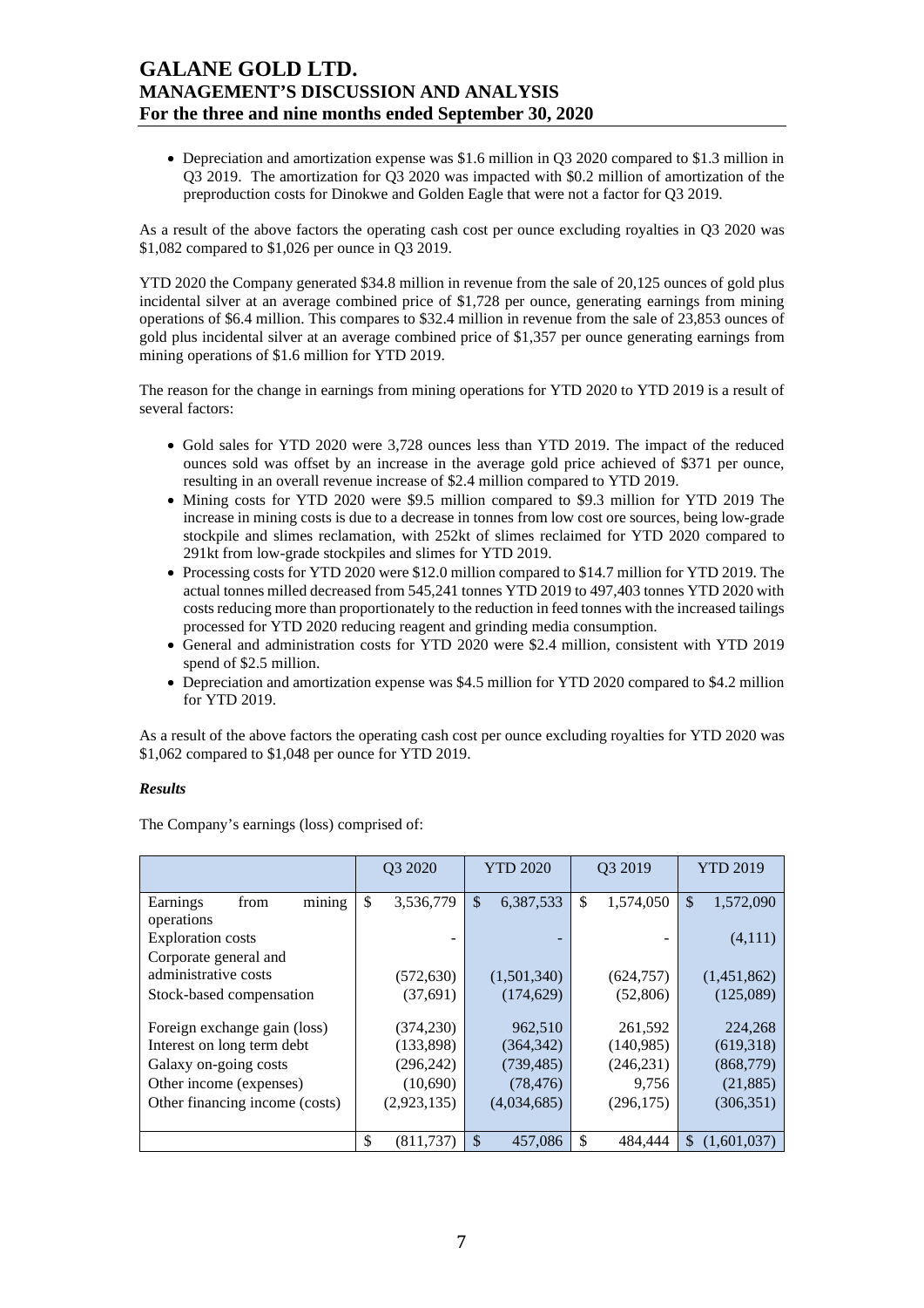- Depreciation and amortization expense was \$1.6 million in Q3 2020 compared to \$1.3 million in Q3 2019. The amortization for Q3 2020 was impacted with \$0.2 million of amortization of the preproduction costs for Dinokwe and Golden Eagle that were not a factor for Q3 2019.

As a result of the above factors the operating cash cost per ounce excluding royalties in Q3 2020 was \$1,082 compared to \$1,026 per ounce in Q3 2019.

YTD 2020 the Company generated \$34.8 million in revenue from the sale of 20,125 ounces of gold plus incidental silver at an average combined price of \$1,728 per ounce, generating earnings from mining operations of \$6.4 million. This compares to \$32.4 million in revenue from the sale of 23,853 ounces of gold plus incidental silver at an average combined price of \$1,357 per ounce generating earnings from mining operations of \$1.6 million for YTD 2019.

The reason for the change in earnings from mining operations for YTD 2020 to YTD 2019 is a result of several factors:

- Gold sales for YTD 2020 were 3,728 ounces less than YTD 2019. The impact of the reduced ounces sold was offset by an increase in the average gold price achieved of \$371 per ounce, resulting in an overall revenue increase of \$2.4 million compared to YTD 2019.
- Mining costs for YTD 2020 were \$9.5 million compared to \$9.3 million for YTD 2019 The increase in mining costs is due to a decrease in tonnes from low cost ore sources, being low-grade stockpile and slimes reclamation, with 252kt of slimes reclaimed for YTD 2020 compared to 291kt from low-grade stockpiles and slimes for YTD 2019.
- Processing costs for YTD 2020 were \$12.0 million compared to \$14.7 million for YTD 2019. The actual tonnes milled decreased from 545,241 tonnes YTD 2019 to 497,403 tonnes YTD 2020 with costs reducing more than proportionately to the reduction in feed tonnes with the increased tailings processed for YTD 2020 reducing reagent and grinding media consumption.
- General and administration costs for YTD 2020 were \$2.4 million, consistent with YTD 2019 spend of \$2.5 million.
- Depreciation and amortization expense was \$4.5 million for YTD 2020 compared to \$4.2 million for YTD 2019.

As a result of the above factors the operating cash cost per ounce excluding royalties for YTD 2020 was \$1,062 compared to \$1,048 per ounce for YTD 2019.

***Results***

The Company's earnings (loss) comprised of:

| | Q3 2020 | YTD 2020 | Q3 2019 | YTD 2019 |
|---|---|---|---|---|
| Earnings from mining operations | \$ 3,536,779 | \$ 6,387,533 | \$ 1,574,050 | \$ 1,572,090 |
| Exploration costs | - | - | - | (4,111) |
| Corporate general and administrative costs | (572,630) | (1,501,340) | (624,757) | (1,451,862) |
| Stock-based compensation | (37,691) | (174,629) | (52,806) | (125,089) |
| Foreign exchange gain (loss) | (374,230) | 962,510 | 261,592 | 224,268 |
| Interest on long term debt | (133,898) | (364,342) | (140,985) | (619,318) |
| Galaxy on-going costs | (296,242) | (739,485) | (246,231) | (868,779) |
| Other income (expenses) | (10,690) | (78,476) | 9,756 | (21,885) |
| Other financing income (costs) | (2,923,135) | (4,034,685) | (296,175) | (306,351) |
| | \$ (811,737) | \$ 457,086 | \$ 484,444 | \$ (1,601,037) |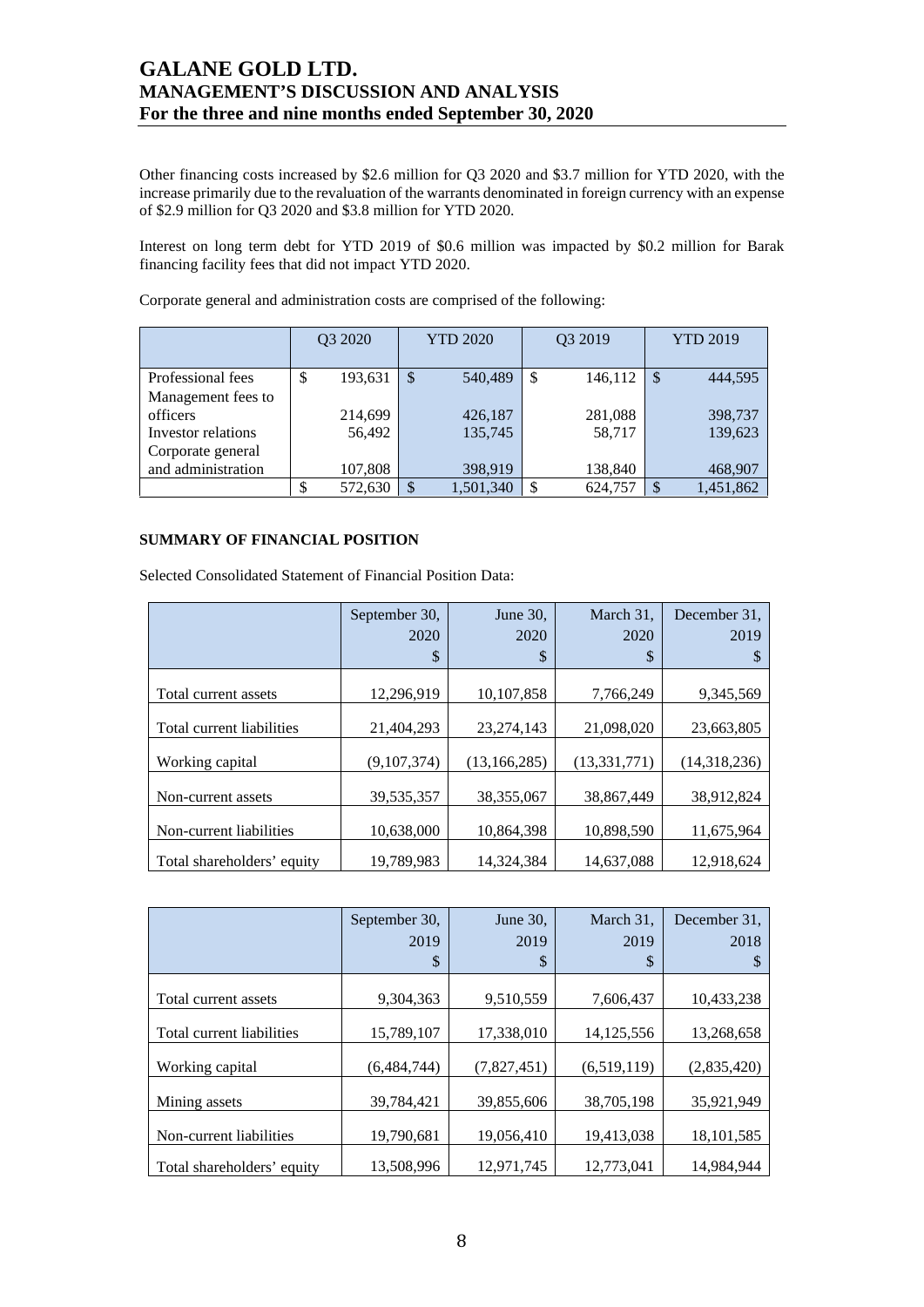Other financing costs increased by $2.6 million for Q3 2020 and $3.7 million for YTD 2020, with the increase primarily due to the revaluation of the warrants denominated in foreign currency with an expense of $2.9 million for Q3 2020 and $3.8 million for YTD 2020.

Interest on long term debt for YTD 2019 of $0.6 million was impacted by $0.2 million for Barak financing facility fees that did not impact YTD 2020.

Corporate general and administration costs are comprised of the following:

| | Q3 2020 | YTD 2020 | Q3 2019 | YTD 2019 |
|---|---|---|---|---|
| Professional fees | $ 193,631 | $ 540,489 | $ 146,112 | $ 444,595 |
| Management fees to officers | 214,699 | 426,187 | 281,088 | 398,737 |
| Investor relations | 56,492 | 135,745 | 58,717 | 139,623 |
| Corporate general and administration | 107,808 | 398,919 | 138,840 | 468,907 |
| | $ 572,630 | $ 1,501,340 | $ 624,757 | $ 1,451,862 |

**SUMMARY OF FINANCIAL POSITION**

Selected Consolidated Statement of Financial Position Data:

| | September 30, 2020 $ | June 30, 2020 $ | March 31, 2020 $ | December 31, 2019 $ |
|---|---|---|---|---|
| Total current assets | 12,296,919 | 10,107,858 | 7,766,249 | 9,345,569 |
| Total current liabilities | 21,404,293 | 23,274,143 | 21,098,020 | 23,663,805 |
| Working capital | (9,107,374) | (13,166,285) | (13,331,771) | (14,318,236) |
| Non-current assets | 39,535,357 | 38,355,067 | 38,867,449 | 38,912,824 |
| Non-current liabilities | 10,638,000 | 10,864,398 | 10,898,590 | 11,675,964 |
| Total shareholders' equity | 19,789,983 | 14,324,384 | 14,637,088 | 12,918,624 |

| | September 30, 2019 $ | June 30, 2019 $ | March 31, 2019 $ | December 31, 2018 $ |
|---|---|---|---|---|
| Total current assets | 9,304,363 | 9,510,559 | 7,606,437 | 10,433,238 |
| Total current liabilities | 15,789,107 | 17,338,010 | 14,125,556 | 13,268,658 |
| Working capital | (6,484,744) | (7,827,451) | (6,519,119) | (2,835,420) |
| Mining assets | 39,784,421 | 39,855,606 | 38,705,198 | 35,921,949 |
| Non-current liabilities | 19,790,681 | 19,056,410 | 19,413,038 | 18,101,585 |
| Total shareholders' equity | 13,508,996 | 12,971,745 | 12,773,041 | 14,984,944 |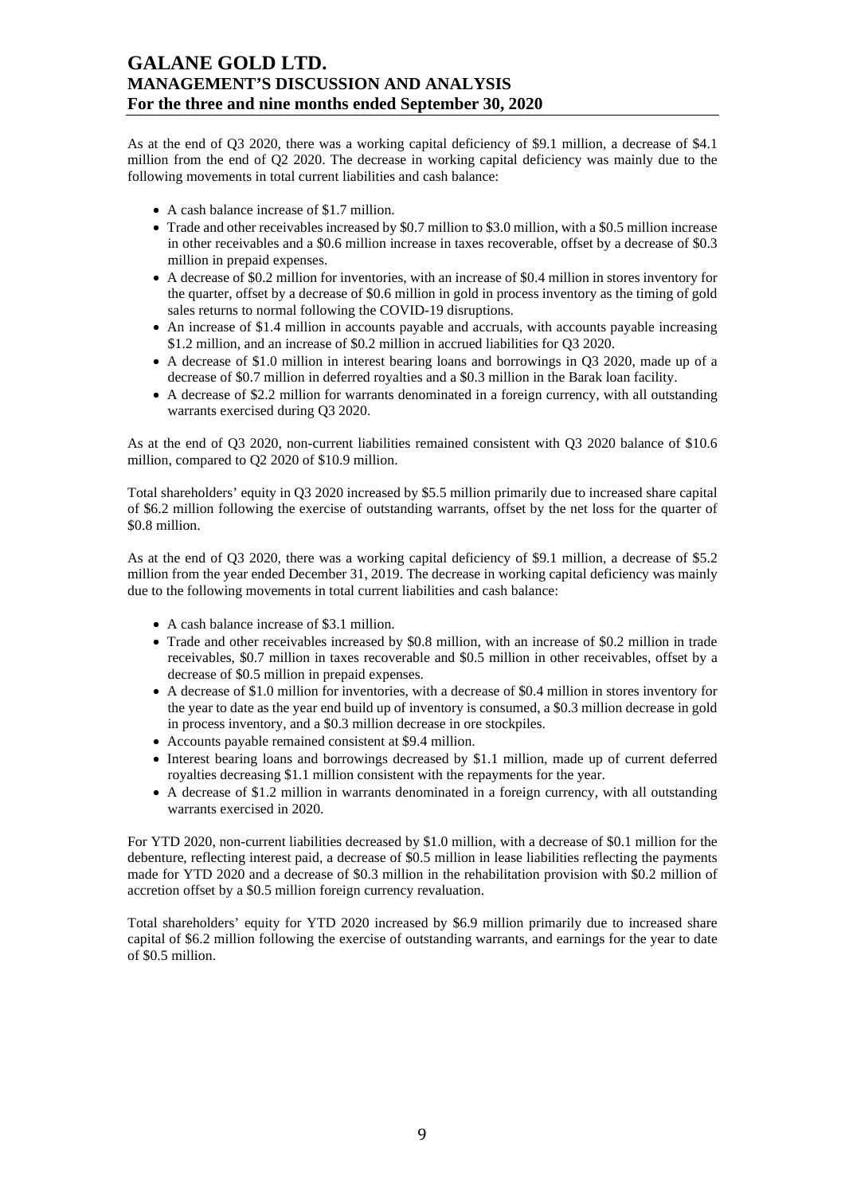As at the end of Q3 2020, there was a working capital deficiency of $9.1 million, a decrease of $4.1 million from the end of Q2 2020. The decrease in working capital deficiency was mainly due to the following movements in total current liabilities and cash balance:

- A cash balance increase of $1.7 million.
- Trade and other receivables increased by $0.7 million to $3.0 million, with a $0.5 million increase in other receivables and a $0.6 million increase in taxes recoverable, offset by a decrease of $0.3 million in prepaid expenses.
- A decrease of $0.2 million for inventories, with an increase of $0.4 million in stores inventory for the quarter, offset by a decrease of $0.6 million in gold in process inventory as the timing of gold sales returns to normal following the COVID-19 disruptions.
- An increase of $1.4 million in accounts payable and accruals, with accounts payable increasing $1.2 million, and an increase of $0.2 million in accrued liabilities for Q3 2020.
- A decrease of $1.0 million in interest bearing loans and borrowings in Q3 2020, made up of a decrease of $0.7 million in deferred royalties and a $0.3 million in the Barak loan facility.
- A decrease of $2.2 million for warrants denominated in a foreign currency, with all outstanding warrants exercised during Q3 2020.

As at the end of Q3 2020, non-current liabilities remained consistent with Q3 2020 balance of $10.6 million, compared to Q2 2020 of $10.9 million.

Total shareholders' equity in Q3 2020 increased by $5.5 million primarily due to increased share capital of $6.2 million following the exercise of outstanding warrants, offset by the net loss for the quarter of $0.8 million.

As at the end of Q3 2020, there was a working capital deficiency of $9.1 million, a decrease of $5.2 million from the year ended December 31, 2019. The decrease in working capital deficiency was mainly due to the following movements in total current liabilities and cash balance:

- A cash balance increase of $3.1 million.
- Trade and other receivables increased by $0.8 million, with an increase of $0.2 million in trade receivables, $0.7 million in taxes recoverable and $0.5 million in other receivables, offset by a decrease of $0.5 million in prepaid expenses.
- A decrease of $1.0 million for inventories, with a decrease of $0.4 million in stores inventory for the year to date as the year end build up of inventory is consumed, a $0.3 million decrease in gold in process inventory, and a $0.3 million decrease in ore stockpiles.
- Accounts payable remained consistent at $9.4 million.
- Interest bearing loans and borrowings decreased by $1.1 million, made up of current deferred royalties decreasing $1.1 million consistent with the repayments for the year.
- A decrease of $1.2 million in warrants denominated in a foreign currency, with all outstanding warrants exercised in 2020.

For YTD 2020, non-current liabilities decreased by $1.0 million, with a decrease of $0.1 million for the debenture, reflecting interest paid, a decrease of $0.5 million in lease liabilities reflecting the payments made for YTD 2020 and a decrease of $0.3 million in the rehabilitation provision with $0.2 million of accretion offset by a $0.5 million foreign currency revaluation.

Total shareholders' equity for YTD 2020 increased by $6.9 million primarily due to increased share capital of $6.2 million following the exercise of outstanding warrants, and earnings for the year to date of $0.5 million.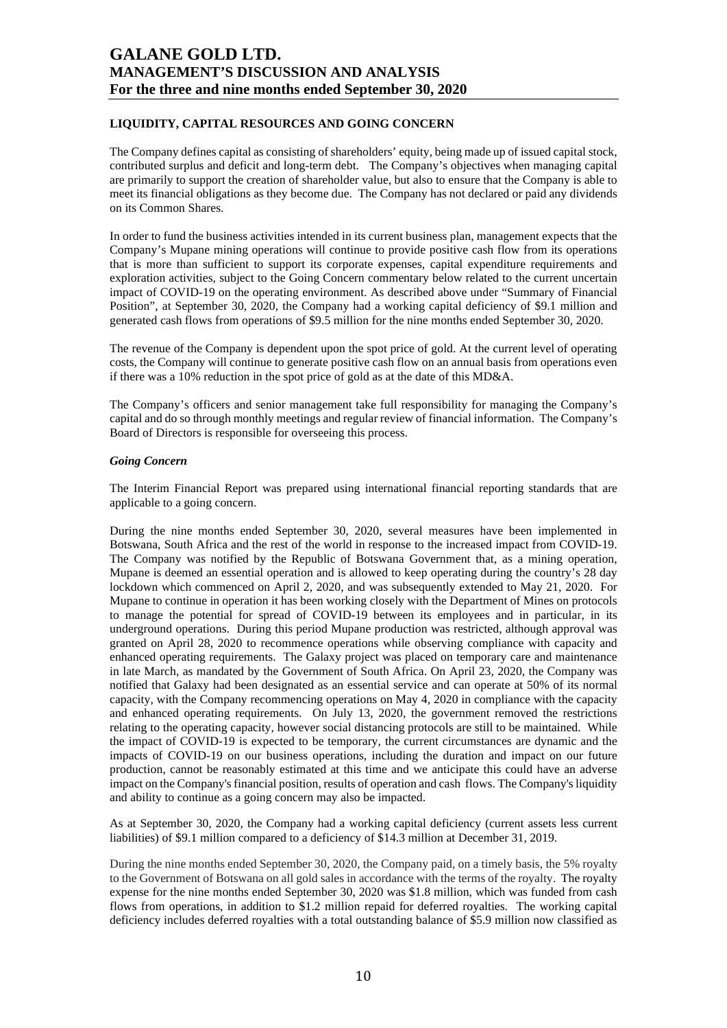## LIQUIDITY, CAPITAL RESOURCES AND GOING CONCERN

The Company defines capital as consisting of shareholders' equity, being made up of issued capital stock, contributed surplus and deficit and long-term debt. The Company's objectives when managing capital are primarily to support the creation of shareholder value, but also to ensure that the Company is able to meet its financial obligations as they become due. The Company has not declared or paid any dividends on its Common Shares.

In order to fund the business activities intended in its current business plan, management expects that the Company's Mupane mining operations will continue to provide positive cash flow from its operations that is more than sufficient to support its corporate expenses, capital expenditure requirements and exploration activities, subject to the Going Concern commentary below related to the current uncertain impact of COVID-19 on the operating environment. As described above under "Summary of Financial Position", at September 30, 2020, the Company had a working capital deficiency of $9.1 million and generated cash flows from operations of $9.5 million for the nine months ended September 30, 2020.

The revenue of the Company is dependent upon the spot price of gold. At the current level of operating costs, the Company will continue to generate positive cash flow on an annual basis from operations even if there was a 10% reduction in the spot price of gold as at the date of this MD&A.

The Company's officers and senior management take full responsibility for managing the Company's capital and do so through monthly meetings and regular review of financial information. The Company's Board of Directors is responsible for overseeing this process.

### *Going Concern*

The Interim Financial Report was prepared using international financial reporting standards that are applicable to a going concern.

During the nine months ended September 30, 2020, several measures have been implemented in Botswana, South Africa and the rest of the world in response to the increased impact from COVID-19. The Company was notified by the Republic of Botswana Government that, as a mining operation, Mupane is deemed an essential operation and is allowed to keep operating during the country's 28 day lockdown which commenced on April 2, 2020, and was subsequently extended to May 21, 2020. For Mupane to continue in operation it has been working closely with the Department of Mines on protocols to manage the potential for spread of COVID-19 between its employees and in particular, in its underground operations. During this period Mupane production was restricted, although approval was granted on April 28, 2020 to recommence operations while observing compliance with capacity and enhanced operating requirements. The Galaxy project was placed on temporary care and maintenance in late March, as mandated by the Government of South Africa. On April 23, 2020, the Company was notified that Galaxy had been designated as an essential service and can operate at 50% of its normal capacity, with the Company recommencing operations on May 4, 2020 in compliance with the capacity and enhanced operating requirements. On July 13, 2020, the government removed the restrictions relating to the operating capacity, however social distancing protocols are still to be maintained. While the impact of COVID-19 is expected to be temporary, the current circumstances are dynamic and the impacts of COVID-19 on our business operations, including the duration and impact on our future production, cannot be reasonably estimated at this time and we anticipate this could have an adverse impact on the Company's financial position, results of operation and cash flows. The Company's liquidity and ability to continue as a going concern may also be impacted.

As at September 30, 2020, the Company had a working capital deficiency (current assets less current liabilities) of $9.1 million compared to a deficiency of $14.3 million at December 31, 2019.

During the nine months ended September 30, 2020, the Company paid, on a timely basis, the 5% royalty to the Government of Botswana on all gold sales in accordance with the terms of the royalty. The royalty expense for the nine months ended September 30, 2020 was $1.8 million, which was funded from cash flows from operations, in addition to $1.2 million repaid for deferred royalties. The working capital deficiency includes deferred royalties with a total outstanding balance of $5.9 million now classified as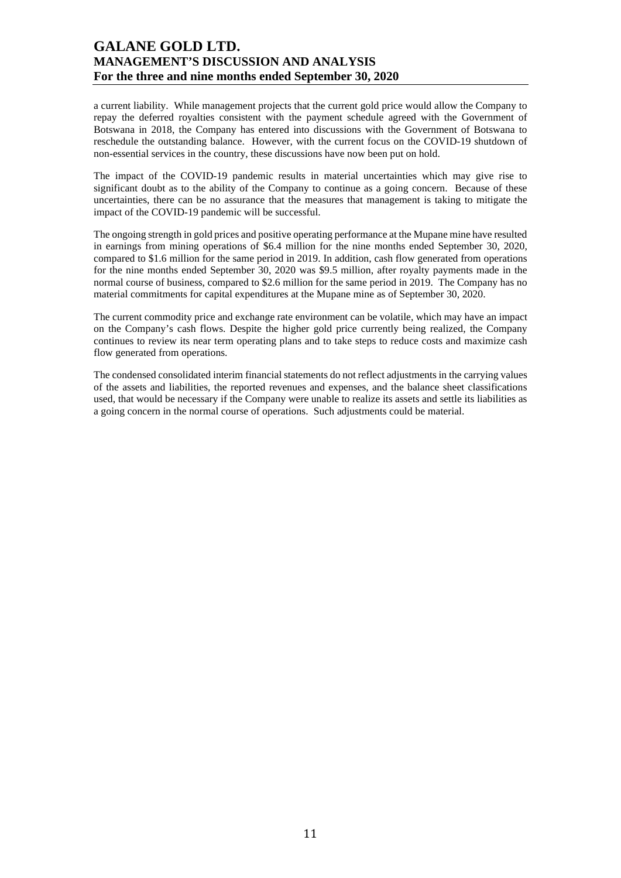a current liability. While management projects that the current gold price would allow the Company to repay the deferred royalties consistent with the payment schedule agreed with the Government of Botswana in 2018, the Company has entered into discussions with the Government of Botswana to reschedule the outstanding balance. However, with the current focus on the COVID-19 shutdown of non-essential services in the country, these discussions have now been put on hold.

The impact of the COVID-19 pandemic results in material uncertainties which may give rise to significant doubt as to the ability of the Company to continue as a going concern. Because of these uncertainties, there can be no assurance that the measures that management is taking to mitigate the impact of the COVID-19 pandemic will be successful.

The ongoing strength in gold prices and positive operating performance at the Mupane mine have resulted in earnings from mining operations of $6.4 million for the nine months ended September 30, 2020, compared to $1.6 million for the same period in 2019. In addition, cash flow generated from operations for the nine months ended September 30, 2020 was $9.5 million, after royalty payments made in the normal course of business, compared to $2.6 million for the same period in 2019. The Company has no material commitments for capital expenditures at the Mupane mine as of September 30, 2020.

The current commodity price and exchange rate environment can be volatile, which may have an impact on the Company's cash flows. Despite the higher gold price currently being realized, the Company continues to review its near term operating plans and to take steps to reduce costs and maximize cash flow generated from operations.

The condensed consolidated interim financial statements do not reflect adjustments in the carrying values of the assets and liabilities, the reported revenues and expenses, and the balance sheet classifications used, that would be necessary if the Company were unable to realize its assets and settle its liabilities as a going concern in the normal course of operations. Such adjustments could be material.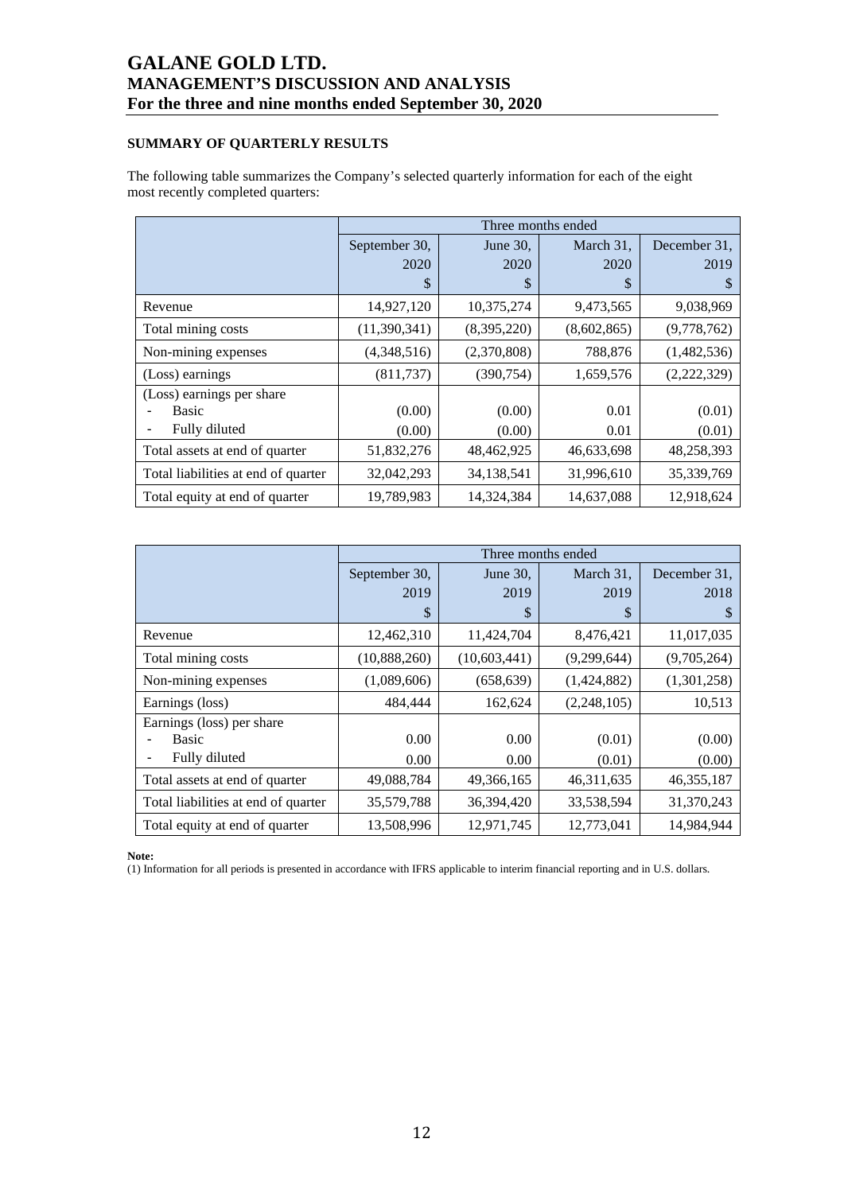## SUMMARY OF QUARTERLY RESULTS

The following table summarizes the Company's selected quarterly information for each of the eight most recently completed quarters:

| | Three months ended | | | |
|---|---|---|---|---|
| | September 30, 2020 $ | June 30, 2020 $ | March 31, 2020 $ | December 31, 2019 $ |
| Revenue | 14,927,120 | 10,375,274 | 9,473,565 | 9,038,969 |
| Total mining costs | (11,390,341) | (8,395,220) | (8,602,865) | (9,778,762) |
| Non-mining expenses | (4,348,516) | (2,370,808) | 788,876 | (1,482,536) |
| (Loss) earnings | (811,737) | (390,754) | 1,659,576 | (2,222,329) |
| (Loss) earnings per share | | | | |
| - Basic | (0.00) | (0.00) | 0.01 | (0.01) |
| - Fully diluted | (0.00) | (0.00) | 0.01 | (0.01) |
| Total assets at end of quarter | 51,832,276 | 48,462,925 | 46,633,698 | 48,258,393 |
| Total liabilities at end of quarter | 32,042,293 | 34,138,541 | 31,996,610 | 35,339,769 |
| Total equity at end of quarter | 19,789,983 | 14,324,384 | 14,637,088 | 12,918,624 |

| | Three months ended | | | |
|---|---|---|---|---|
| | September 30, 2019 $ | June 30, 2019 $ | March 31, 2019 $ | December 31, 2018 $ |
| Revenue | 12,462,310 | 11,424,704 | 8,476,421 | 11,017,035 |
| Total mining costs | (10,888,260) | (10,603,441) | (9,299,644) | (9,705,264) |
| Non-mining expenses | (1,089,606) | (658,639) | (1,424,882) | (1,301,258) |
| Earnings (loss) | 484,444 | 162,624 | (2,248,105) | 10,513 |
| Earnings (loss) per share | | | | |
| - Basic | 0.00 | 0.00 | (0.01) | (0.00) |
| - Fully diluted | 0.00 | 0.00 | (0.01) | (0.00) |
| Total assets at end of quarter | 49,088,784 | 49,366,165 | 46,311,635 | 46,355,187 |
| Total liabilities at end of quarter | 35,579,788 | 36,394,420 | 33,538,594 | 31,370,243 |
| Total equity at end of quarter | 13,508,996 | 12,971,745 | 12,773,041 | 14,984,944 |

**Note:**
(1) Information for all periods is presented in accordance with IFRS applicable to interim financial reporting and in U.S. dollars.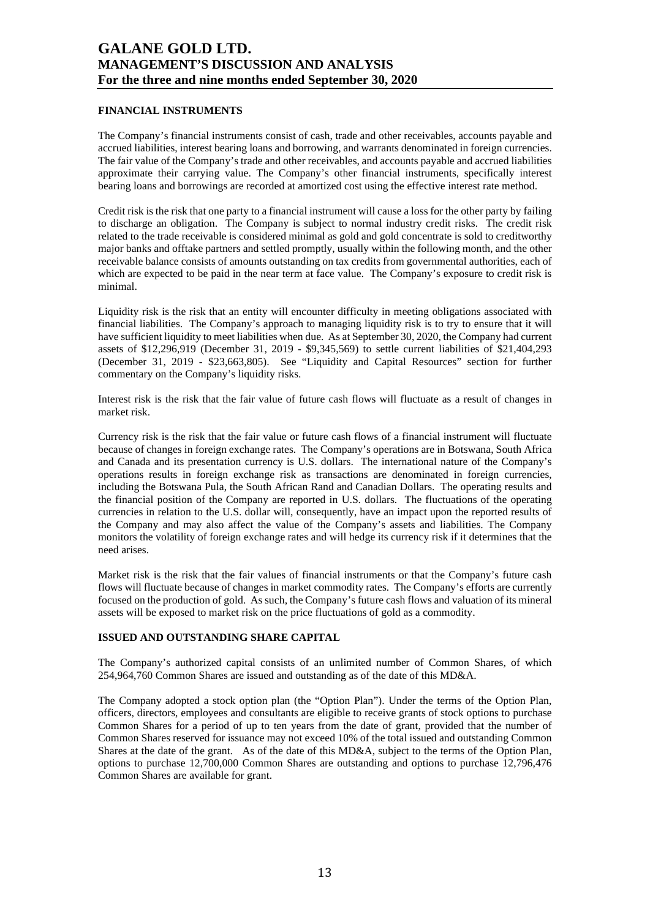## FINANCIAL INSTRUMENTS

The Company's financial instruments consist of cash, trade and other receivables, accounts payable and accrued liabilities, interest bearing loans and borrowing, and warrants denominated in foreign currencies. The fair value of the Company's trade and other receivables, and accounts payable and accrued liabilities approximate their carrying value. The Company's other financial instruments, specifically interest bearing loans and borrowings are recorded at amortized cost using the effective interest rate method.

Credit risk is the risk that one party to a financial instrument will cause a loss for the other party by failing to discharge an obligation. The Company is subject to normal industry credit risks. The credit risk related to the trade receivable is considered minimal as gold and gold concentrate is sold to creditworthy major banks and offtake partners and settled promptly, usually within the following month, and the other receivable balance consists of amounts outstanding on tax credits from governmental authorities, each of which are expected to be paid in the near term at face value. The Company's exposure to credit risk is minimal.

Liquidity risk is the risk that an entity will encounter difficulty in meeting obligations associated with financial liabilities. The Company's approach to managing liquidity risk is to try to ensure that it will have sufficient liquidity to meet liabilities when due. As at September 30, 2020, the Company had current assets of $12,296,919 (December 31, 2019 - $9,345,569) to settle current liabilities of $21,404,293 (December 31, 2019 - $23,663,805). See "Liquidity and Capital Resources" section for further commentary on the Company's liquidity risks.

Interest risk is the risk that the fair value of future cash flows will fluctuate as a result of changes in market risk.

Currency risk is the risk that the fair value or future cash flows of a financial instrument will fluctuate because of changes in foreign exchange rates. The Company's operations are in Botswana, South Africa and Canada and its presentation currency is U.S. dollars. The international nature of the Company's operations results in foreign exchange risk as transactions are denominated in foreign currencies, including the Botswana Pula, the South African Rand and Canadian Dollars. The operating results and the financial position of the Company are reported in U.S. dollars. The fluctuations of the operating currencies in relation to the U.S. dollar will, consequently, have an impact upon the reported results of the Company and may also affect the value of the Company's assets and liabilities. The Company monitors the volatility of foreign exchange rates and will hedge its currency risk if it determines that the need arises.

Market risk is the risk that the fair values of financial instruments or that the Company's future cash flows will fluctuate because of changes in market commodity rates. The Company's efforts are currently focused on the production of gold. As such, the Company's future cash flows and valuation of its mineral assets will be exposed to market risk on the price fluctuations of gold as a commodity.

## ISSUED AND OUTSTANDING SHARE CAPITAL

The Company's authorized capital consists of an unlimited number of Common Shares, of which 254,964,760 Common Shares are issued and outstanding as of the date of this MD&A.

The Company adopted a stock option plan (the "Option Plan"). Under the terms of the Option Plan, officers, directors, employees and consultants are eligible to receive grants of stock options to purchase Common Shares for a period of up to ten years from the date of grant, provided that the number of Common Shares reserved for issuance may not exceed 10% of the total issued and outstanding Common Shares at the date of the grant. As of the date of this MD&A, subject to the terms of the Option Plan, options to purchase 12,700,000 Common Shares are outstanding and options to purchase 12,796,476 Common Shares are available for grant.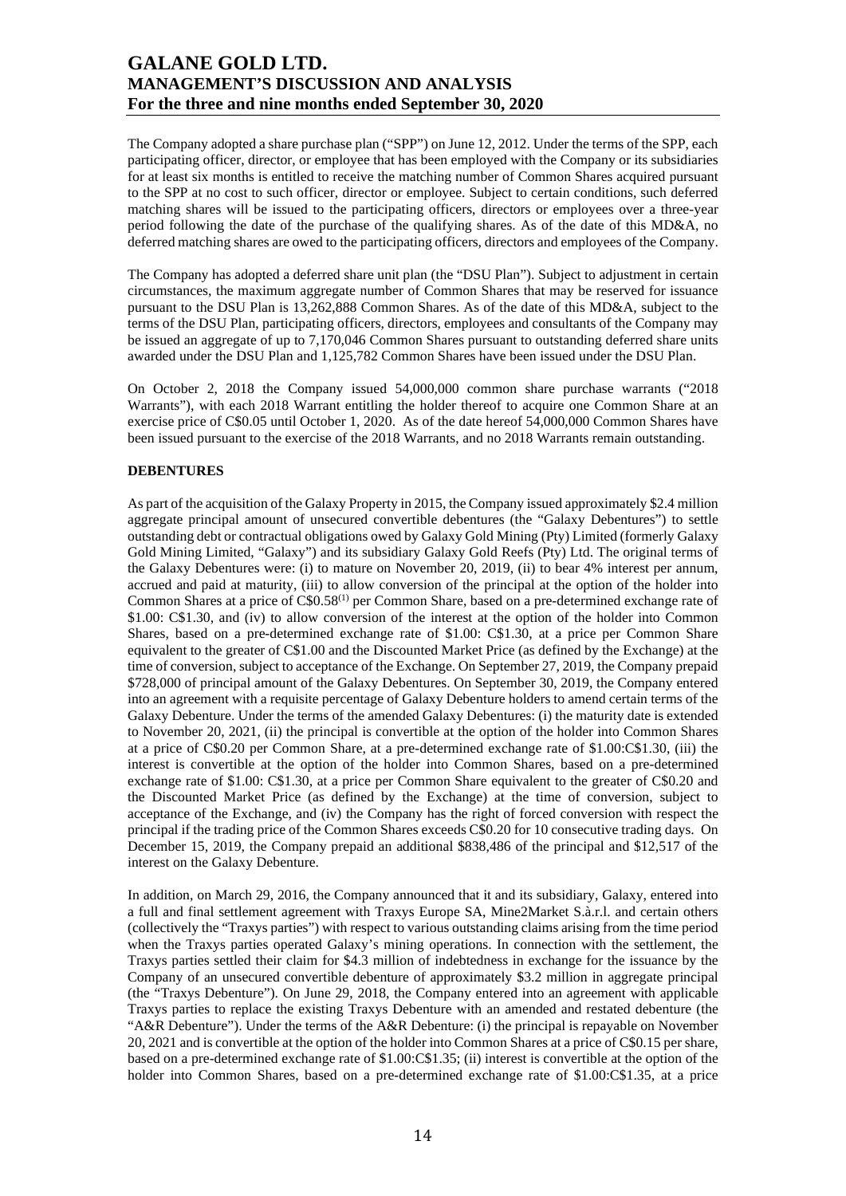The Company adopted a share purchase plan ("SPP") on June 12, 2012. Under the terms of the SPP, each participating officer, director, or employee that has been employed with the Company or its subsidiaries for at least six months is entitled to receive the matching number of Common Shares acquired pursuant to the SPP at no cost to such officer, director or employee. Subject to certain conditions, such deferred matching shares will be issued to the participating officers, directors or employees over a three-year period following the date of the purchase of the qualifying shares. As of the date of this MD&A, no deferred matching shares are owed to the participating officers, directors and employees of the Company.

The Company has adopted a deferred share unit plan (the "DSU Plan"). Subject to adjustment in certain circumstances, the maximum aggregate number of Common Shares that may be reserved for issuance pursuant to the DSU Plan is 13,262,888 Common Shares. As of the date of this MD&A, subject to the terms of the DSU Plan, participating officers, directors, employees and consultants of the Company may be issued an aggregate of up to 7,170,046 Common Shares pursuant to outstanding deferred share units awarded under the DSU Plan and 1,125,782 Common Shares have been issued under the DSU Plan.

On October 2, 2018 the Company issued 54,000,000 common share purchase warrants ("2018 Warrants"), with each 2018 Warrant entitling the holder thereof to acquire one Common Share at an exercise price of C$0.05 until October 1, 2020. As of the date hereof 54,000,000 Common Shares have been issued pursuant to the exercise of the 2018 Warrants, and no 2018 Warrants remain outstanding.

**DEBENTURES**

As part of the acquisition of the Galaxy Property in 2015, the Company issued approximately $2.4 million aggregate principal amount of unsecured convertible debentures (the "Galaxy Debentures") to settle outstanding debt or contractual obligations owed by Galaxy Gold Mining (Pty) Limited (formerly Galaxy Gold Mining Limited, "Galaxy") and its subsidiary Galaxy Gold Reefs (Pty) Ltd. The original terms of the Galaxy Debentures were: (i) to mature on November 20, 2019, (ii) to bear 4% interest per annum, accrued and paid at maturity, (iii) to allow conversion of the principal at the option of the holder into Common Shares at a price of C$0.58[(1)] per Common Share, based on a pre-determined exchange rate of $1.00: C$1.30, and (iv) to allow conversion of the interest at the option of the holder into Common Shares, based on a pre-determined exchange rate of $1.00: C$1.30, at a price per Common Share equivalent to the greater of C$1.00 and the Discounted Market Price (as defined by the Exchange) at the time of conversion, subject to acceptance of the Exchange. On September 27, 2019, the Company prepaid $728,000 of principal amount of the Galaxy Debentures. On September 30, 2019, the Company entered into an agreement with a requisite percentage of Galaxy Debenture holders to amend certain terms of the Galaxy Debenture. Under the terms of the amended Galaxy Debentures: (i) the maturity date is extended to November 20, 2021, (ii) the principal is convertible at the option of the holder into Common Shares at a price of C$0.20 per Common Share, at a pre-determined exchange rate of $1.00:C$1.30, (iii) the interest is convertible at the option of the holder into Common Shares, based on a pre-determined exchange rate of $1.00: C$1.30, at a price per Common Share equivalent to the greater of C$0.20 and the Discounted Market Price (as defined by the Exchange) at the time of conversion, subject to acceptance of the Exchange, and (iv) the Company has the right of forced conversion with respect the principal if the trading price of the Common Shares exceeds C$0.20 for 10 consecutive trading days. On December 15, 2019, the Company prepaid an additional $838,486 of the principal and $12,517 of the interest on the Galaxy Debenture.

In addition, on March 29, 2016, the Company announced that it and its subsidiary, Galaxy, entered into a full and final settlement agreement with Traxys Europe SA, Mine2Market S.à.r.l. and certain others (collectively the "Traxys parties") with respect to various outstanding claims arising from the time period when the Traxys parties operated Galaxy's mining operations. In connection with the settlement, the Traxys parties settled their claim for $4.3 million of indebtedness in exchange for the issuance by the Company of an unsecured convertible debenture of approximately $3.2 million in aggregate principal (the "Traxys Debenture"). On June 29, 2018, the Company entered into an agreement with applicable Traxys parties to replace the existing Traxys Debenture with an amended and restated debenture (the "A&R Debenture"). Under the terms of the A&R Debenture: (i) the principal is repayable on November 20, 2021 and is convertible at the option of the holder into Common Shares at a price of C$0.15 per share, based on a pre-determined exchange rate of $1.00:C$1.35; (ii) interest is convertible at the option of the holder into Common Shares, based on a pre-determined exchange rate of $1.00:C$1.35, at a price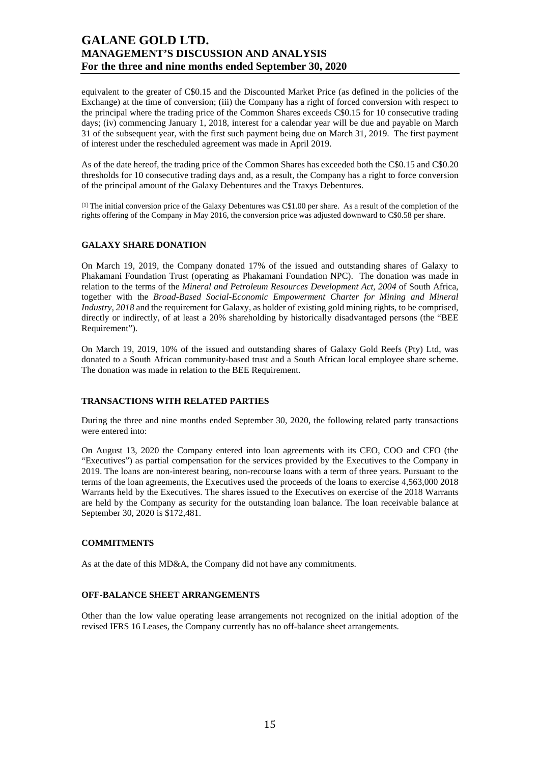equivalent to the greater of C$0.15 and the Discounted Market Price (as defined in the policies of the Exchange) at the time of conversion; (iii) the Company has a right of forced conversion with respect to the principal where the trading price of the Common Shares exceeds C$0.15 for 10 consecutive trading days; (iv) commencing January 1, 2018, interest for a calendar year will be due and payable on March 31 of the subsequent year, with the first such payment being due on March 31, 2019. The first payment of interest under the rescheduled agreement was made in April 2019.

As of the date hereof, the trading price of the Common Shares has exceeded both the C$0.15 and C$0.20 thresholds for 10 consecutive trading days and, as a result, the Company has a right to force conversion of the principal amount of the Galaxy Debentures and the Traxys Debentures.

(1) The initial conversion price of the Galaxy Debentures was C$1.00 per share. As a result of the completion of the rights offering of the Company in May 2016, the conversion price was adjusted downward to C$0.58 per share.

## GALAXY SHARE DONATION

On March 19, 2019, the Company donated 17% of the issued and outstanding shares of Galaxy to Phakamani Foundation Trust (operating as Phakamani Foundation NPC). The donation was made in relation to the terms of the *Mineral and Petroleum Resources Development Act, 2004* of South Africa, together with the *Broad-Based Social-Economic Empowerment Charter for Mining and Mineral Industry, 2018* and the requirement for Galaxy, as holder of existing gold mining rights, to be comprised, directly or indirectly, of at least a 20% shareholding by historically disadvantaged persons (the "BEE Requirement").

On March 19, 2019, 10% of the issued and outstanding shares of Galaxy Gold Reefs (Pty) Ltd, was donated to a South African community-based trust and a South African local employee share scheme. The donation was made in relation to the BEE Requirement.

## TRANSACTIONS WITH RELATED PARTIES

During the three and nine months ended September 30, 2020, the following related party transactions were entered into:

On August 13, 2020 the Company entered into loan agreements with its CEO, COO and CFO (the "Executives") as partial compensation for the services provided by the Executives to the Company in 2019. The loans are non-interest bearing, non-recourse loans with a term of three years. Pursuant to the terms of the loan agreements, the Executives used the proceeds of the loans to exercise 4,563,000 2018 Warrants held by the Executives. The shares issued to the Executives on exercise of the 2018 Warrants are held by the Company as security for the outstanding loan balance. The loan receivable balance at September 30, 2020 is $172,481.

## COMMITMENTS

As at the date of this MD&A, the Company did not have any commitments.

## OFF-BALANCE SHEET ARRANGEMENTS

Other than the low value operating lease arrangements not recognized on the initial adoption of the revised IFRS 16 Leases, the Company currently has no off-balance sheet arrangements.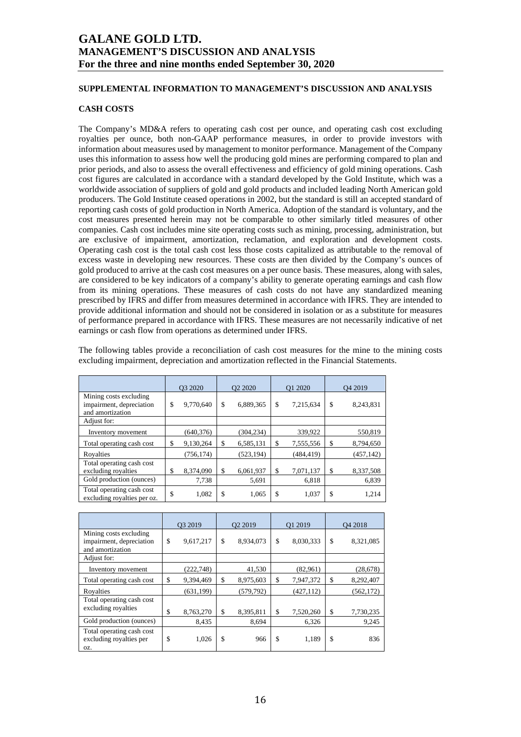# GALANE GOLD LTD.
# MANAGEMENT'S DISCUSSION AND ANALYSIS
# For the three and nine months ended September 30, 2020

## SUPPLEMENTAL INFORMATION TO MANAGEMENT'S DISCUSSION AND ANALYSIS

## CASH COSTS

The Company's MD&A refers to operating cash cost per ounce, and operating cash cost excluding royalties per ounce, both non-GAAP performance measures, in order to provide investors with information about measures used by management to monitor performance. Management of the Company uses this information to assess how well the producing gold mines are performing compared to plan and prior periods, and also to assess the overall effectiveness and efficiency of gold mining operations. Cash cost figures are calculated in accordance with a standard developed by the Gold Institute, which was a worldwide association of suppliers of gold and gold products and included leading North American gold producers. The Gold Institute ceased operations in 2002, but the standard is still an accepted standard of reporting cash costs of gold production in North America. Adoption of the standard is voluntary, and the cost measures presented herein may not be comparable to other similarly titled measures of other companies. Cash cost includes mine site operating costs such as mining, processing, administration, but are exclusive of impairment, amortization, reclamation, and exploration and development costs. Operating cash cost is the total cash cost less those costs capitalized as attributable to the removal of excess waste in developing new resources. These costs are then divided by the Company's ounces of gold produced to arrive at the cash cost measures on a per ounce basis. These measures, along with sales, are considered to be key indicators of a company's ability to generate operating earnings and cash flow from its mining operations. These measures of cash costs do not have any standardized meaning prescribed by IFRS and differ from measures determined in accordance with IFRS. They are intended to provide additional information and should not be considered in isolation or as a substitute for measures of performance prepared in accordance with IFRS. These measures are not necessarily indicative of net earnings or cash flow from operations as determined under IFRS.

The following tables provide a reconciliation of cash cost measures for the mine to the mining costs excluding impairment, depreciation and amortization reflected in the Financial Statements.

| | Q3 2020 | Q2 2020 | Q1 2020 | Q4 2019 |
|---|---|---|---|---|
| Mining costs excluding impairment, depreciation and amortization | $ 9,770,640 | $ 6,889,365 | $ 7,215,634 | $ 8,243,831 |
| Adjust for: | | | | |
| Inventory movement | (640,376) | (304,234) | 339,922 | 550,819 |
| Total operating cash cost | $ 9,130,264 | $ 6,585,131 | $ 7,555,556 | $ 8,794,650 |
| Royalties | (756,174) | (523,194) | (484,419) | (457,142) |
| Total operating cash cost excluding royalties | $ 8,374,090 | $ 6,061,937 | $ 7,071,137 | $ 8,337,508 |
| Gold production (ounces) | 7,738 | 5,691 | 6,818 | 6,839 |
| Total operating cash cost excluding royalties per oz. | $ 1,082 | $ 1,065 | $ 1,037 | $ 1,214 |

| | Q3 2019 | Q2 2019 | Q1 2019 | Q4 2018 |
|---|---|---|---|---|
| Mining costs excluding impairment, depreciation and amortization | $ 9,617,217 | $ 8,934,073 | $ 8,030,333 | $ 8,321,085 |
| Adjust for: | | | | |
| Inventory movement | (222,748) | 41,530 | (82,961) | (28,678) |
| Total operating cash cost | $ 9,394,469 | $ 8,975,603 | $ 7,947,372 | $ 8,292,407 |
| Royalties | (631,199) | (579,792) | (427,112) | (562,172) |
| Total operating cash cost excluding royalties | $ 8,763,270 | $ 8,395,811 | $ 7,520,260 | $ 7,730,235 |
| Gold production (ounces) | 8,435 | 8,694 | 6,326 | 9,245 |
| Total operating cash cost excluding royalties per oz. | $ 1,026 | $ 966 | $ 1,189 | $ 836 |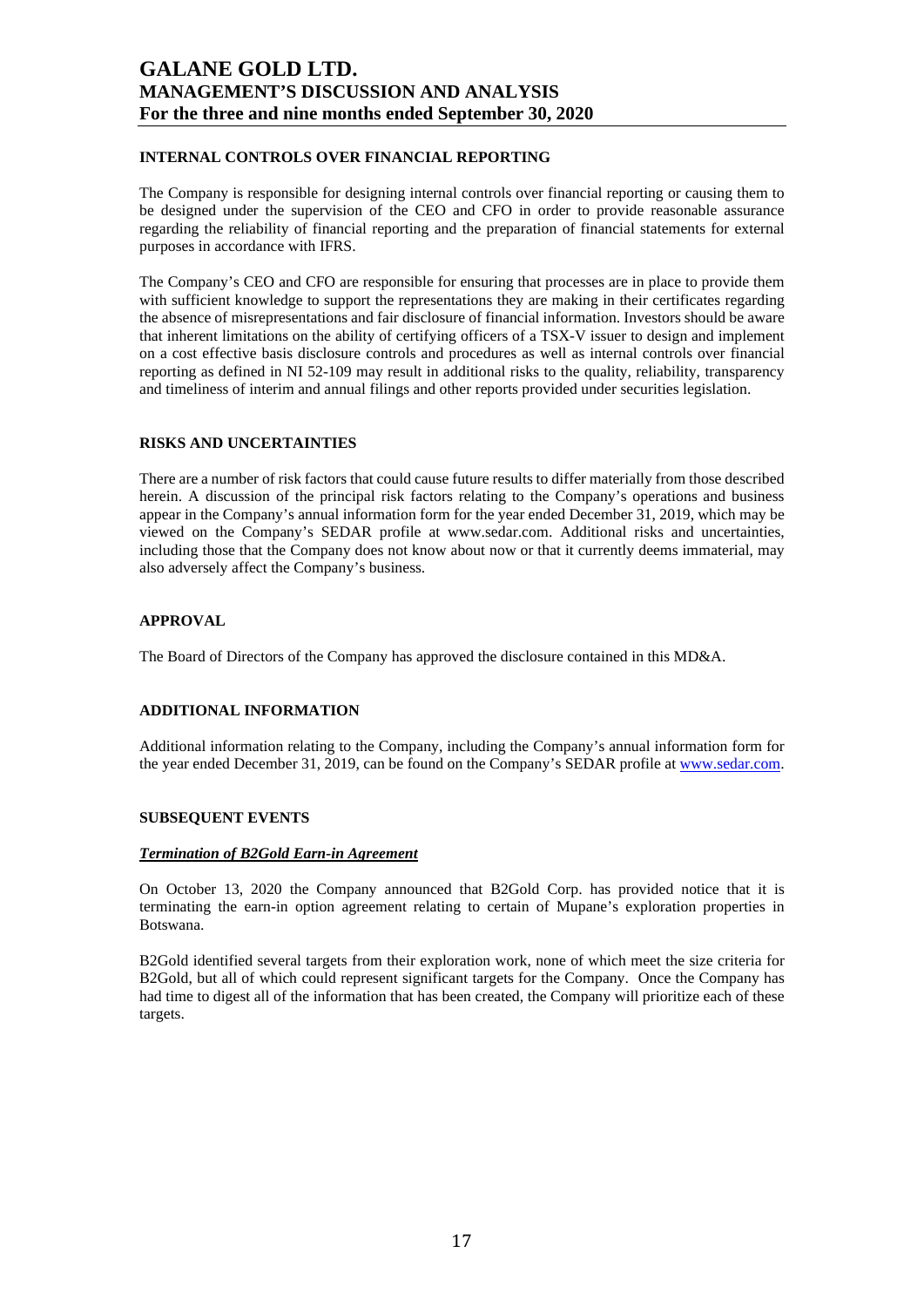## INTERNAL CONTROLS OVER FINANCIAL REPORTING

The Company is responsible for designing internal controls over financial reporting or causing them to be designed under the supervision of the CEO and CFO in order to provide reasonable assurance regarding the reliability of financial reporting and the preparation of financial statements for external purposes in accordance with IFRS.

The Company's CEO and CFO are responsible for ensuring that processes are in place to provide them with sufficient knowledge to support the representations they are making in their certificates regarding the absence of misrepresentations and fair disclosure of financial information. Investors should be aware that inherent limitations on the ability of certifying officers of a TSX-V issuer to design and implement on a cost effective basis disclosure controls and procedures as well as internal controls over financial reporting as defined in NI 52-109 may result in additional risks to the quality, reliability, transparency and timeliness of interim and annual filings and other reports provided under securities legislation.

## RISKS AND UNCERTAINTIES

There are a number of risk factors that could cause future results to differ materially from those described herein. A discussion of the principal risk factors relating to the Company's operations and business appear in the Company's annual information form for the year ended December 31, 2019, which may be viewed on the Company's SEDAR profile at www.sedar.com. Additional risks and uncertainties, including those that the Company does not know about now or that it currently deems immaterial, may also adversely affect the Company's business.

## APPROVAL

The Board of Directors of the Company has approved the disclosure contained in this MD&A.

## ADDITIONAL INFORMATION

Additional information relating to the Company, including the Company's annual information form for the year ended December 31, 2019, can be found on the Company's SEDAR profile at www.sedar.com.

## SUBSEQUENT EVENTS

***Termination of B2Gold Earn-in Agreement***

On October 13, 2020 the Company announced that B2Gold Corp. has provided notice that it is terminating the earn-in option agreement relating to certain of Mupane's exploration properties in Botswana.

B2Gold identified several targets from their exploration work, none of which meet the size criteria for B2Gold, but all of which could represent significant targets for the Company. Once the Company has had time to digest all of the information that has been created, the Company will prioritize each of these targets.